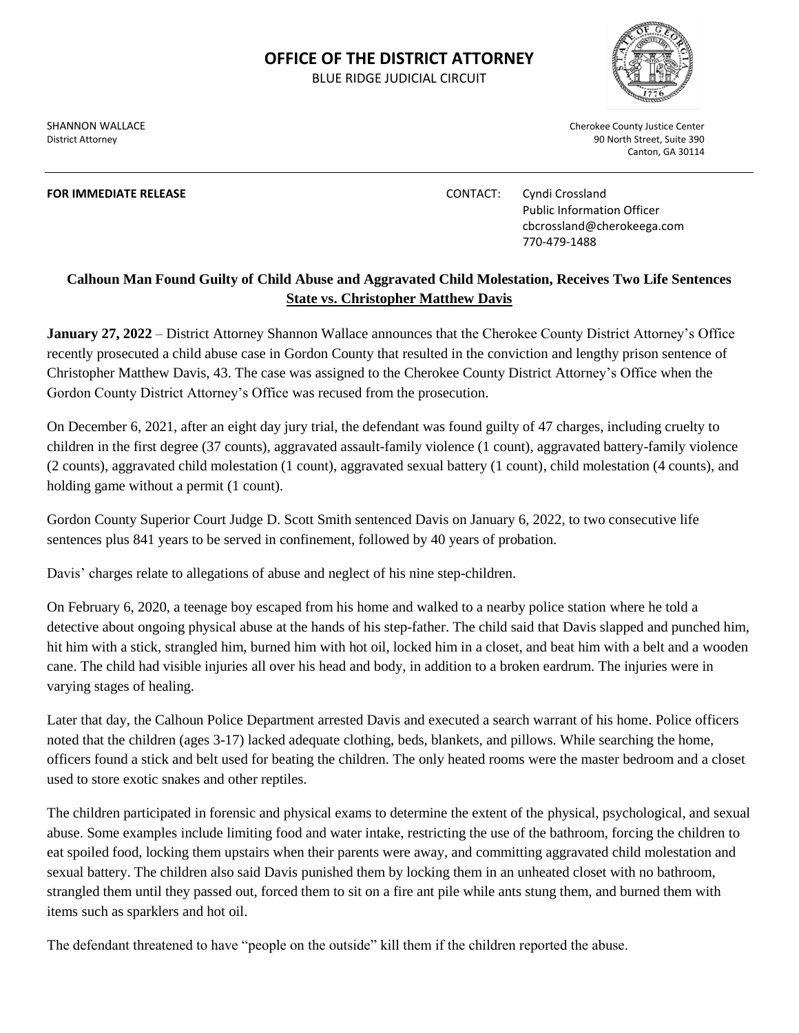# OFFICE OF THE DISTRICT ATTORNEY

BLUE RIDGE JUDICIAL CIRCUIT

SHANNON WALLACE
District Attorney

Cherokee County Justice Center
90 North Street, Suite 390
Canton, GA 30114

---

**FOR IMMEDIATE RELEASE**

CONTACT: Cyndi Crossland
Public Information Officer
cbcrossland@cherokeega.com
770-479-1488

## Calhoun Man Found Guilty of Child Abuse and Aggravated Child Molestation, Receives Two Life Sentences

**State vs. Christopher Matthew Davis**

**January 27, 2022** – District Attorney Shannon Wallace announces that the Cherokee County District Attorney's Office recently prosecuted a child abuse case in Gordon County that resulted in the conviction and lengthy prison sentence of Christopher Matthew Davis, 43. The case was assigned to the Cherokee County District Attorney's Office when the Gordon County District Attorney's Office was recused from the prosecution.

On December 6, 2021, after an eight day jury trial, the defendant was found guilty of 47 charges, including cruelty to children in the first degree (37 counts), aggravated assault-family violence (1 count), aggravated battery-family violence (2 counts), aggravated child molestation (1 count), aggravated sexual battery (1 count), child molestation (4 counts), and holding game without a permit (1 count).

Gordon County Superior Court Judge D. Scott Smith sentenced Davis on January 6, 2022, to two consecutive life sentences plus 841 years to be served in confinement, followed by 40 years of probation.

Davis' charges relate to allegations of abuse and neglect of his nine step-children.

On February 6, 2020, a teenage boy escaped from his home and walked to a nearby police station where he told a detective about ongoing physical abuse at the hands of his step-father. The child said that Davis slapped and punched him, hit him with a stick, strangled him, burned him with hot oil, locked him in a closet, and beat him with a belt and a wooden cane. The child had visible injuries all over his head and body, in addition to a broken eardrum. The injuries were in varying stages of healing.

Later that day, the Calhoun Police Department arrested Davis and executed a search warrant of his home. Police officers noted that the children (ages 3-17) lacked adequate clothing, beds, blankets, and pillows. While searching the home, officers found a stick and belt used for beating the children. The only heated rooms were the master bedroom and a closet used to store exotic snakes and other reptiles.

The children participated in forensic and physical exams to determine the extent of the physical, psychological, and sexual abuse. Some examples include limiting food and water intake, restricting the use of the bathroom, forcing the children to eat spoiled food, locking them upstairs when their parents were away, and committing aggravated child molestation and sexual battery. The children also said Davis punished them by locking them in an unheated closet with no bathroom, strangled them until they passed out, forced them to sit on a fire ant pile while ants stung them, and burned them with items such as sparklers and hot oil.

The defendant threatened to have "people on the outside" kill them if the children reported the abuse.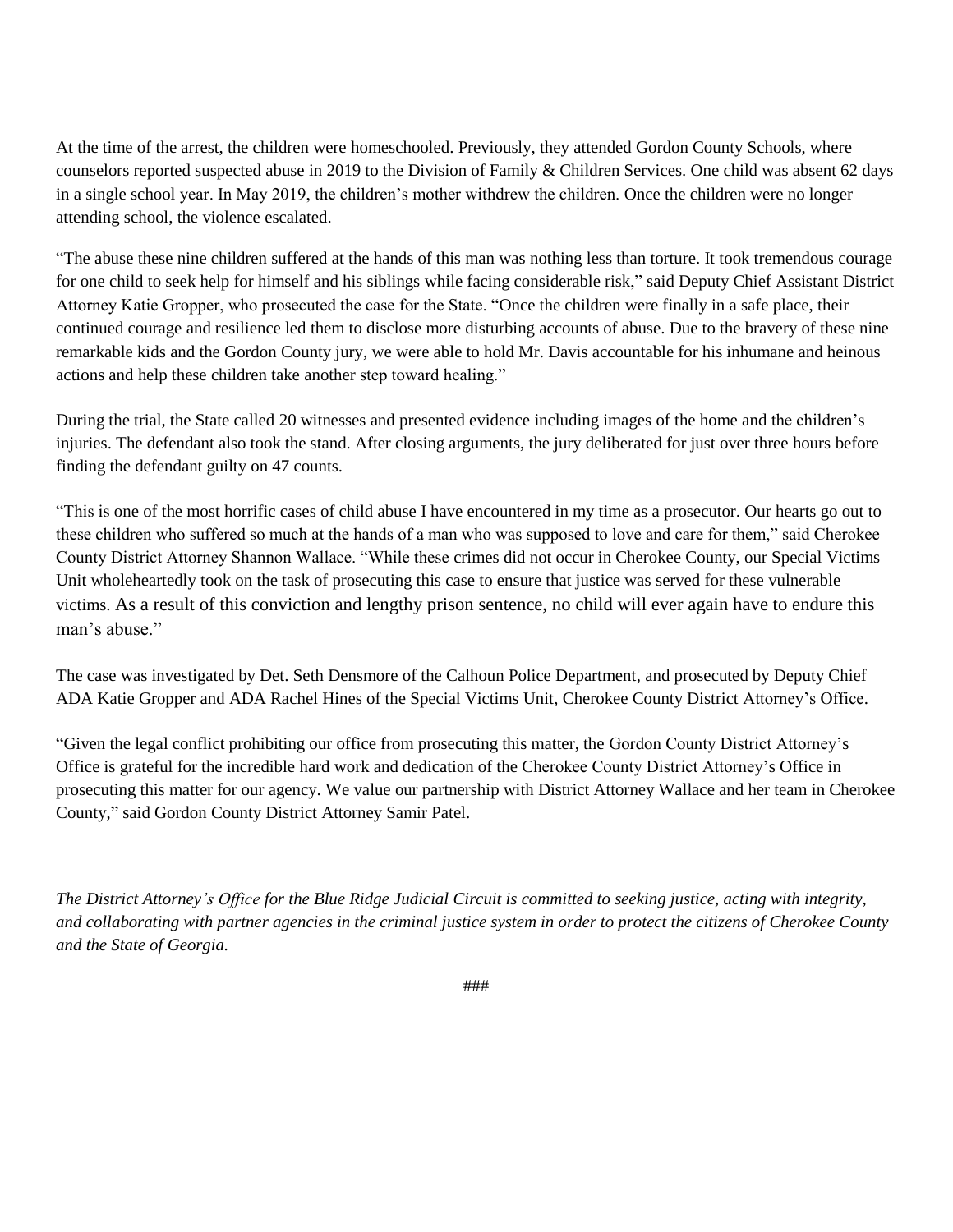At the time of the arrest, the children were homeschooled. Previously, they attended Gordon County Schools, where counselors reported suspected abuse in 2019 to the Division of Family & Children Services. One child was absent 62 days in a single school year. In May 2019, the children's mother withdrew the children. Once the children were no longer attending school, the violence escalated.

"The abuse these nine children suffered at the hands of this man was nothing less than torture. It took tremendous courage for one child to seek help for himself and his siblings while facing considerable risk," said Deputy Chief Assistant District Attorney Katie Gropper, who prosecuted the case for the State. "Once the children were finally in a safe place, their continued courage and resilience led them to disclose more disturbing accounts of abuse. Due to the bravery of these nine remarkable kids and the Gordon County jury, we were able to hold Mr. Davis accountable for his inhumane and heinous actions and help these children take another step toward healing."

During the trial, the State called 20 witnesses and presented evidence including images of the home and the children's injuries. The defendant also took the stand. After closing arguments, the jury deliberated for just over three hours before finding the defendant guilty on 47 counts.

"This is one of the most horrific cases of child abuse I have encountered in my time as a prosecutor. Our hearts go out to these children who suffered so much at the hands of a man who was supposed to love and care for them," said Cherokee County District Attorney Shannon Wallace. "While these crimes did not occur in Cherokee County, our Special Victims Unit wholeheartedly took on the task of prosecuting this case to ensure that justice was served for these vulnerable victims. As a result of this conviction and lengthy prison sentence, no child will ever again have to endure this man's abuse."

The case was investigated by Det. Seth Densmore of the Calhoun Police Department, and prosecuted by Deputy Chief ADA Katie Gropper and ADA Rachel Hines of the Special Victims Unit, Cherokee County District Attorney's Office.

"Given the legal conflict prohibiting our office from prosecuting this matter, the Gordon County District Attorney's Office is grateful for the incredible hard work and dedication of the Cherokee County District Attorney's Office in prosecuting this matter for our agency. We value our partnership with District Attorney Wallace and her team in Cherokee County," said Gordon County District Attorney Samir Patel.

*The District Attorney's Office for the Blue Ridge Judicial Circuit is committed to seeking justice, acting with integrity, and collaborating with partner agencies in the criminal justice system in order to protect the citizens of Cherokee County and the State of Georgia.*

###